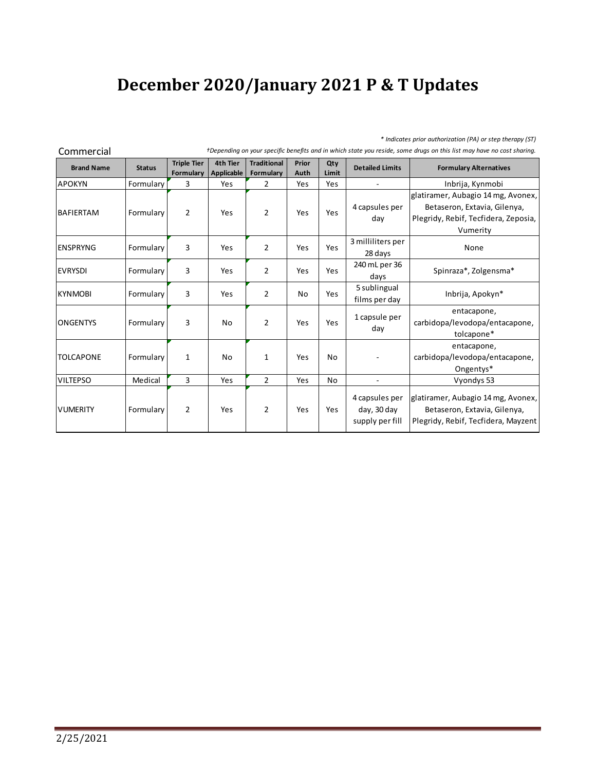# December 2020/January 2021 P & T Updates

*\* Indicates prior authorization (PA) or step therapy (ST)*

Commercial

*†Depending on your specific benefits and in which state you reside, some drugs on this list may have no cost sharing.*

| Brand Name | Status | Triple Tier Formulary | 4th Tier Applicable | Traditional Formulary | Prior Auth | Qty Limit | Detailed Limits | Formulary Alternatives |
|---|---|---|---|---|---|---|---|---|
| APOKYN | Formulary | 3 | Yes | 2 | Yes | Yes | - | Inbrija, Kynmobi |
| BAFIERTAM | Formulary | 2 | Yes | 2 | Yes | Yes | 4 capsules per day | glatiramer, Aubagio 14 mg, Avonex, Betaseron, Extavia, Gilenya, Plegridy, Rebif, Tecfidera, Zeposia, Vumerity |
| ENSPRYNG | Formulary | 3 | Yes | 2 | Yes | Yes | 3 milliliters per 28 days | None |
| EVRYSDI | Formulary | 3 | Yes | 2 | Yes | Yes | 240 mL per 36 days | Spinraza*, Zolgensma* |
| KYNMOBI | Formulary | 3 | Yes | 2 | No | Yes | 5 sublingual films per day | Inbrija, Apokyn* |
| ONGENTYS | Formulary | 3 | No | 2 | Yes | Yes | 1 capsule per day | entacapone, carbidopa/levodopa/entacapone, tolcapone* |
| TOLCAPONE | Formulary | 1 | No | 1 | Yes | No | - | entacapone, carbidopa/levodopa/entacapone, Ongentys* |
| VILTEPSO | Medical | 3 | Yes | 2 | Yes | No | - | Vyondys 53 |
| VUMERITY | Formulary | 2 | Yes | 2 | Yes | Yes | 4 capsules per day, 30 day supply per fill | glatiramer, Aubagio 14 mg, Avonex, Betaseron, Extavia, Gilenya, Plegridy, Rebif, Tecfidera, Mayzent |

2/25/2021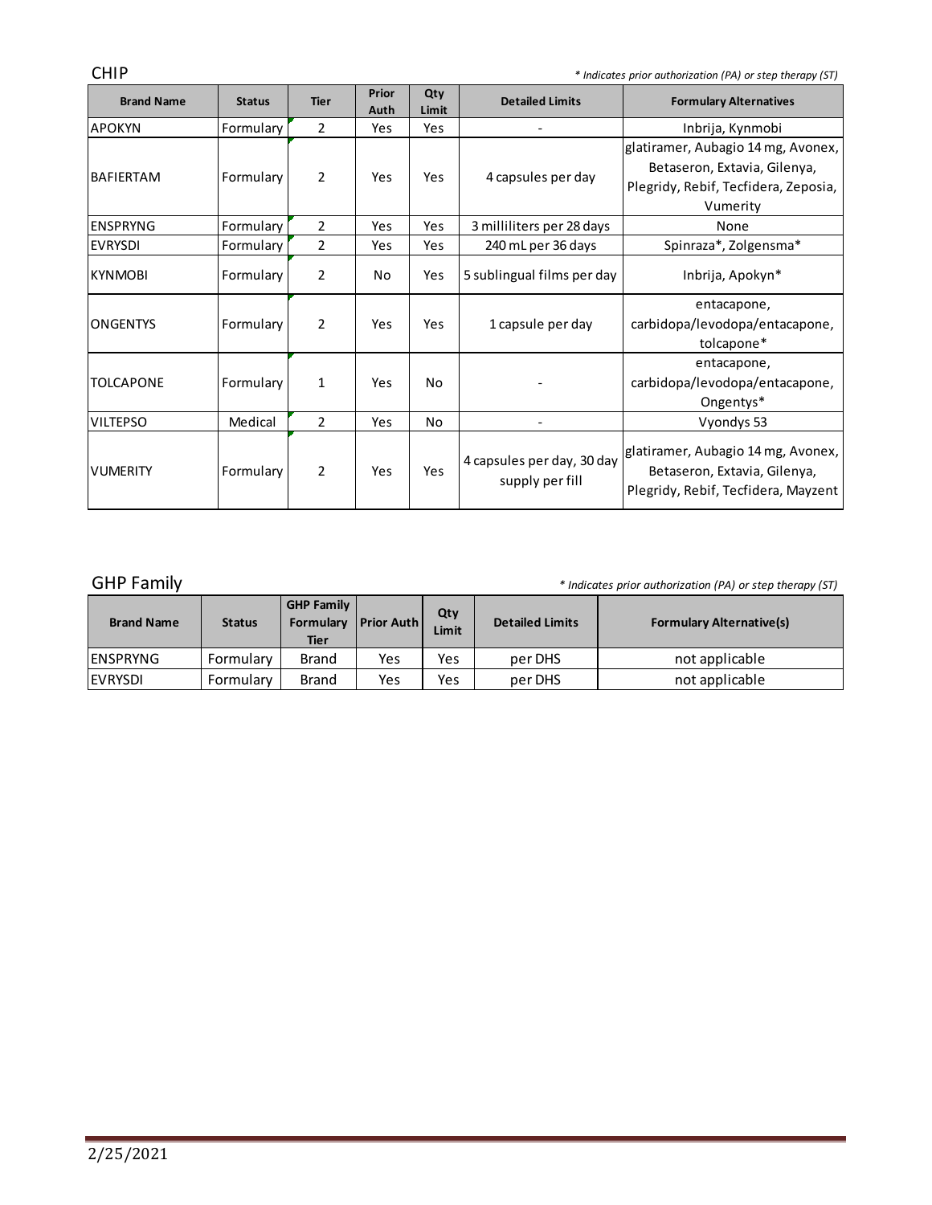## CHIP

*\* Indicates prior authorization (PA) or step therapy (ST)*

| Brand Name | Status | Tier | Prior Auth | Qty Limit | Detailed Limits | Formulary Alternatives |
|---|---|---|---|---|---|---|
| APOKYN | Formulary | 2 | Yes | Yes | - | Inbrija, Kynmobi |
| BAFIERTAM | Formulary | 2 | Yes | Yes | 4 capsules per day | glatiramer, Aubagio 14 mg, Avonex, Betaseron, Extavia, Gilenya, Plegridy, Rebif, Tecfidera, Zeposia, Vumerity |
| ENSPRYNG | Formulary | 2 | Yes | Yes | 3 milliliters per 28 days | None |
| EVRYSDI | Formulary | 2 | Yes | Yes | 240 mL per 36 days | Spinraza*, Zolgensma* |
| KYNMOBI | Formulary | 2 | No | Yes | 5 sublingual films per day | Inbrija, Apokyn* |
| ONGENTYS | Formulary | 2 | Yes | Yes | 1 capsule per day | entacapone, carbidopa/levodopa/entacapone, tolcapone* |
| TOLCAPONE | Formulary | 1 | Yes | No | - | entacapone, carbidopa/levodopa/entacapone, Ongentys* |
| VILTEPSO | Medical | 2 | Yes | No | - | Vyondys 53 |
| VUMERITY | Formulary | 2 | Yes | Yes | 4 capsules per day, 30 day supply per fill | glatiramer, Aubagio 14 mg, Avonex, Betaseron, Extavia, Gilenya, Plegridy, Rebif, Tecfidera, Mayzent |

## GHP Family

*\* Indicates prior authorization (PA) or step therapy (ST)*

| Brand Name | Status | GHP Family Formulary Tier | Prior Auth | Qty Limit | Detailed Limits | Formulary Alternative(s) |
|---|---|---|---|---|---|---|
| ENSPRYNG | Formulary | Brand | Yes | Yes | per DHS | not applicable |
| EVRYSDI | Formulary | Brand | Yes | Yes | per DHS | not applicable |

2/25/2021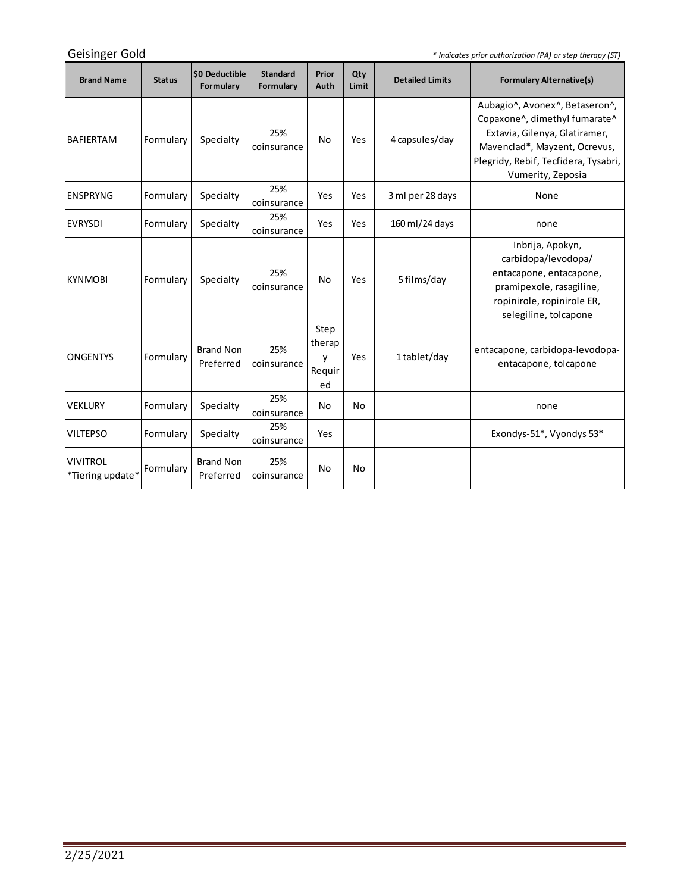Geisinger Gold

*\* Indicates prior authorization (PA) or step therapy (ST)*

| Brand Name | Status | $0 Deductible Formulary | Standard Formulary | Prior Auth | Qty Limit | Detailed Limits | Formulary Alternative(s) |
|---|---|---|---|---|---|---|---|
| BAFIERTAM | Formulary | Specialty | 25% coinsurance | No | Yes | 4 capsules/day | Aubagio^, Avonex^, Betaseron^, Copaxone^, dimethyl fumarate^ Extavia, Gilenya, Glatiramer, Mavenclad*, Mayzent, Ocrevus, Plegridy, Rebif, Tecfidera, Tysabri, Vumerity, Zeposia |
| ENSPRYNG | Formulary | Specialty | 25% coinsurance | Yes | Yes | 3 ml per 28 days | None |
| EVRYSDI | Formulary | Specialty | 25% coinsurance | Yes | Yes | 160 ml/24 days | none |
| KYNMOBI | Formulary | Specialty | 25% coinsurance | No | Yes | 5 films/day | Inbrija, Apokyn, carbidopa/levodopa/ entacapone, entacapone, pramipexole, rasagiline, ropinirole, ropinirole ER, selegiline, tolcapone |
| ONGENTYS | Formulary | Brand Non Preferred | 25% coinsurance | Step therapy Required | Yes | 1 tablet/day | entacapone, carbidopa-levodopa-entacapone, tolcapone |
| VEKLURY | Formulary | Specialty | 25% coinsurance | No | No | | none |
| VILTEPSO | Formulary | Specialty | 25% coinsurance | Yes | | | Exondys-51*, Vyondys 53* |
| VIVITROL *Tiering update* | Formulary | Brand Non Preferred | 25% coinsurance | No | No | | |

2/25/2021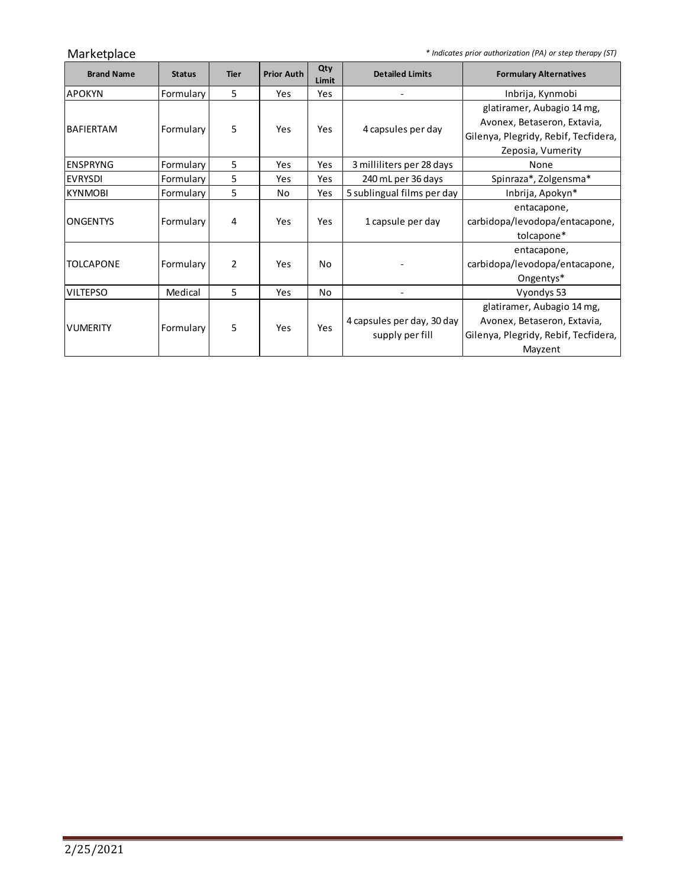Marketplace

*\* Indicates prior authorization (PA) or step therapy (ST)*

| Brand Name | Status | Tier | Prior Auth | Qty Limit | Detailed Limits | Formulary Alternatives |
|---|---|---|---|---|---|---|
| APOKYN | Formulary | 5 | Yes | Yes | - | Inbrija, Kynmobi |
| BAFIERTAM | Formulary | 5 | Yes | Yes | 4 capsules per day | glatiramer, Aubagio 14 mg, Avonex, Betaseron, Extavia, Gilenya, Plegridy, Rebif, Tecfidera, Zeposia, Vumerity |
| ENSPRYNG | Formulary | 5 | Yes | Yes | 3 milliliters per 28 days | None |
| EVRYSDI | Formulary | 5 | Yes | Yes | 240 mL per 36 days | Spinraza*, Zolgensma* |
| KYNMOBI | Formulary | 5 | No | Yes | 5 sublingual films per day | Inbrija, Apokyn* |
| ONGENTYS | Formulary | 4 | Yes | Yes | 1 capsule per day | entacapone, carbidopa/levodopa/entacapone, tolcapone* |
| TOLCAPONE | Formulary | 2 | Yes | No | - | entacapone, carbidopa/levodopa/entacapone, Ongentys* |
| VILTEPSO | Medical | 5 | Yes | No | - | Vyondys 53 |
| VUMERITY | Formulary | 5 | Yes | Yes | 4 capsules per day, 30 day supply per fill | glatiramer, Aubagio 14 mg, Avonex, Betaseron, Extavia, Gilenya, Plegridy, Rebif, Tecfidera, Mayzent |